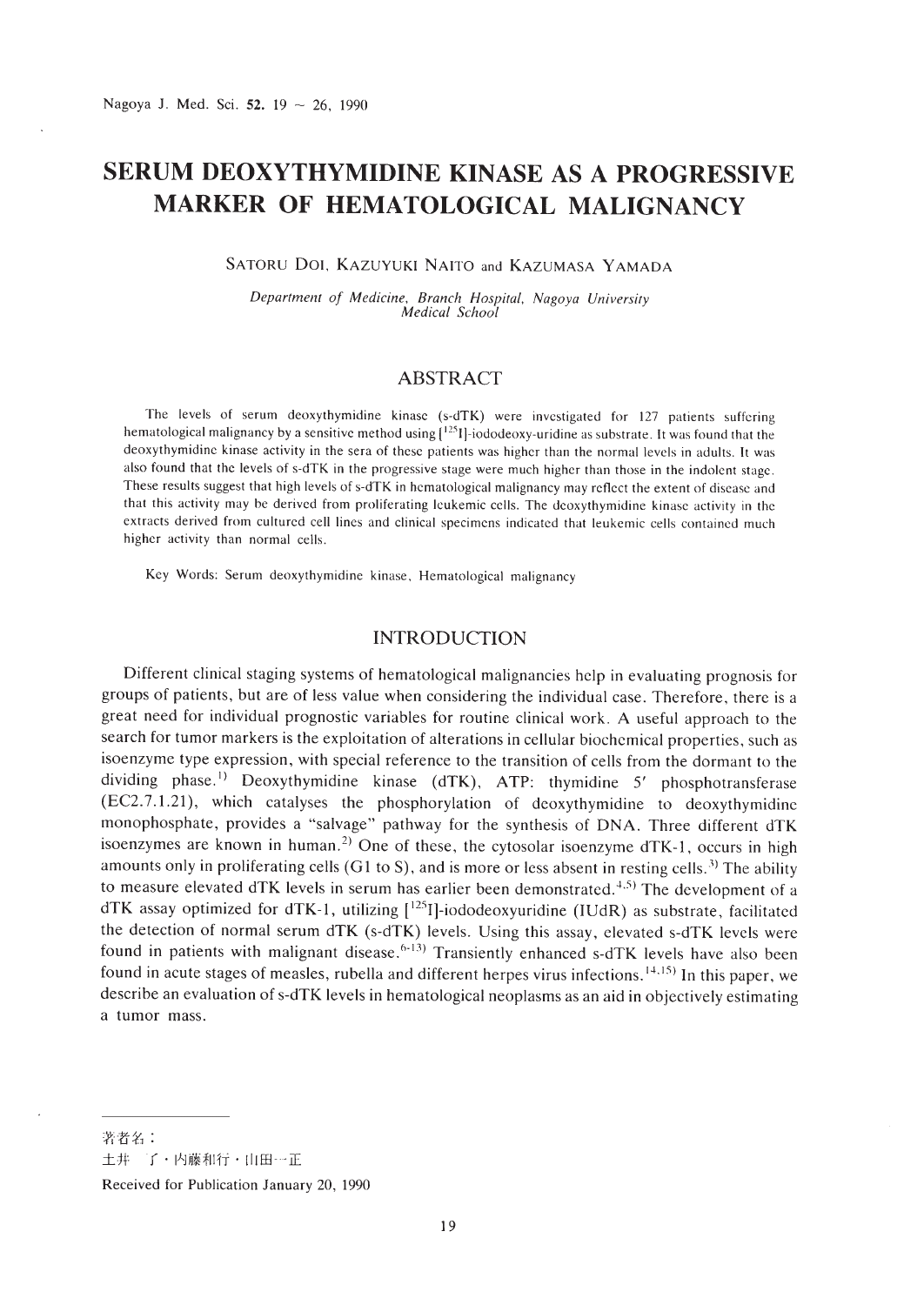# SERUM DEOXYTHYMIDINE KINASE AS A PROGRESSIVE MARKER OF HEMATOLOGICAL MALIGNANCY

SATORU DOI, KAZUYUKI NAITO and KAZUMASA YAMADA

*Department of Medicine, Branch Hospital, Nagoya University Medical School*

## ABSTRACT

The levels of serum deoxythymidine kinase (s-dTK) were investigated for 127 patients suffering hematological malignancy by a sensitive method using [$^{125}$I]-iododeoxy-uridine as substrate. It was found that the deoxythymidine kinase activity in the sera of these patients was higher than the normal levels in adults. It was also found that the levels of s-dTK in the progressive stage were much higher than those in the indolent stage. These results suggest that high levels of s-dTK in hematological malignancy may reflect the extent of disease and that this activity may be derived from proliferating leukemic cells. The deoxythymidine kinase activity in the extracts derived from cultured cell lines and clinical specimens indicated that leukemic cells contained much higher activity than normal cells.

Key Words: Serum deoxythymidine kinase, Hematological malignancy

## INTRODUCTION

Different clinical staging systems of hematological malignancies help in evaluating prognosis for groups of patients, but are of less value when considering the individual case. Therefore, there is a great need for individual prognostic variables for routine clinical work. A useful approach to the search for tumor markers is the exploitation of alterations in cellular biochemical properties, such as isoenzyme type expression, with special reference to the transition of cells from the dormant to the dividing phase.[1] Deoxythymidine kinase (dTK), ATP: thymidine 5′ phosphotransferase (EC2.7.1.21), which catalyses the phosphorylation of deoxythymidine to deoxythymidine monophosphate, provides a "salvage" pathway for the synthesis of DNA. Three different dTK isoenzymes are known in human.[2] One of these, the cytosolar isoenzyme dTK-1, occurs in high amounts only in proliferating cells (G1 to S), and is more or less absent in resting cells.[3] The ability to measure elevated dTK levels in serum has earlier been demonstrated.[4,5] The development of a dTK assay optimized for dTK-1, utilizing [$^{125}$I]-iododeoxyuridine (IUdR) as substrate, facilitated the detection of normal serum dTK (s-dTK) levels. Using this assay, elevated s-dTK levels were found in patients with malignant disease.[6-13] Transiently enhanced s-dTK levels have also been found in acute stages of measles, rubella and different herpes virus infections.[14,15] In this paper, we describe an evaluation of s-dTK levels in hematological neoplasms as an aid in objectively estimating a tumor mass.

著者名：
土井　了・内藤和行・山田一正

Received for Publication January 20, 1990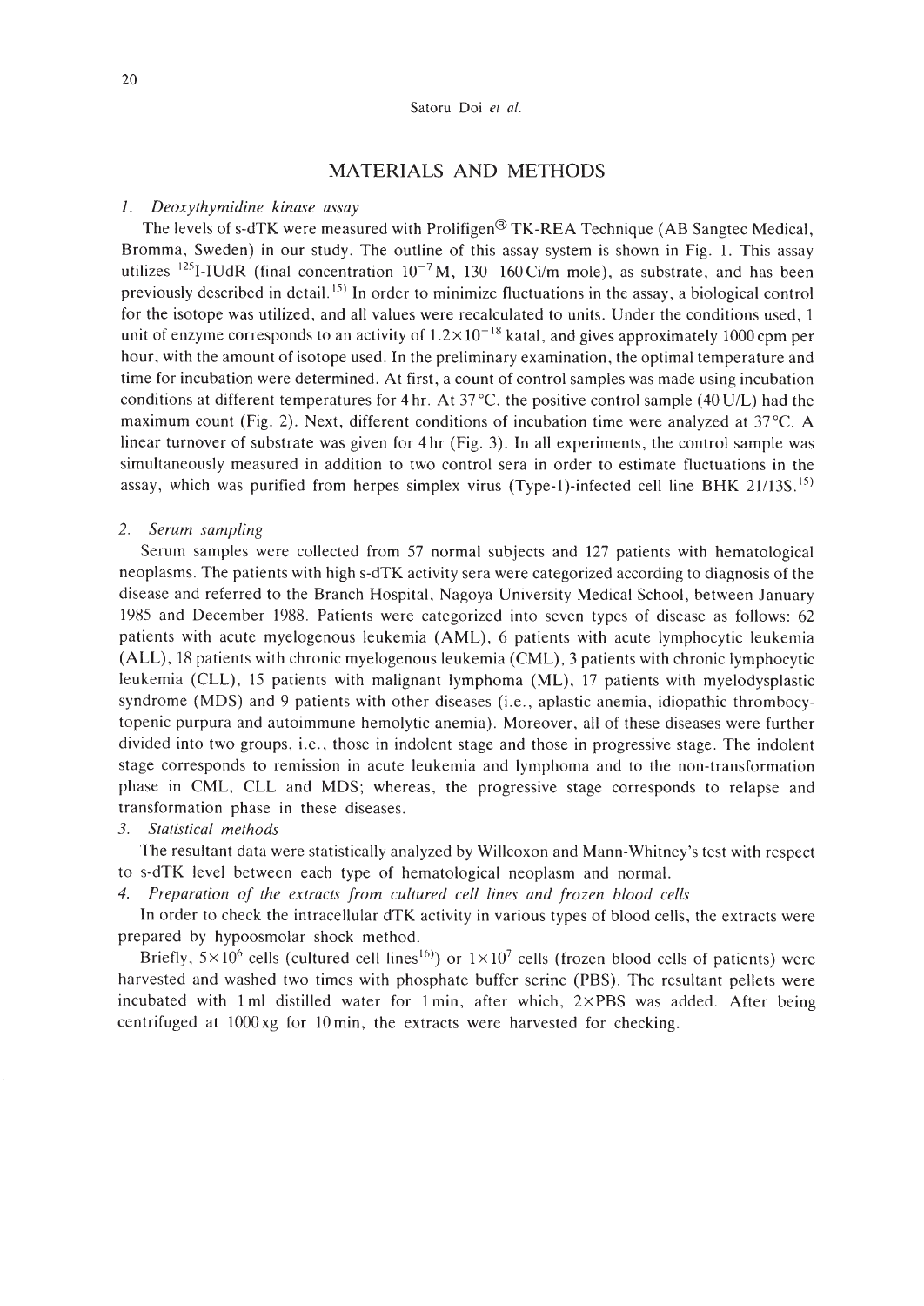## MATERIALS AND METHODS

### *1. Deoxythymidine kinase assay*

The levels of s-dTK were measured with Prolifigen® TK-REA Technique (AB Sangtec Medical, Bromma, Sweden) in our study. The outline of this assay system is shown in Fig. 1. This assay utilizes $^{125}$I-IUdR (final concentration $10^{-7}$ M, 130–160 Ci/m mole), as substrate, and has been previously described in detail.[15] In order to minimize fluctuations in the assay, a biological control for the isotope was utilized, and all values were recalculated to units. Under the conditions used, 1 unit of enzyme corresponds to an activity of $1.2 \times 10^{-18}$ katal, and gives approximately 1000 cpm per hour, with the amount of isotope used. In the preliminary examination, the optimal temperature and time for incubation were determined. At first, a count of control samples was made using incubation conditions at different temperatures for 4 hr. At 37°C, the positive control sample (40 U/L) had the maximum count (Fig. 2). Next, different conditions of incubation time were analyzed at 37°C. A linear turnover of substrate was given for 4 hr (Fig. 3). In all experiments, the control sample was simultaneously measured in addition to two control sera in order to estimate fluctuations in the assay, which was purified from herpes simplex virus (Type-1)-infected cell line BHK 21/13S.[15]

### *2. Serum sampling*

Serum samples were collected from 57 normal subjects and 127 patients with hematological neoplasms. The patients with high s-dTK activity sera were categorized according to diagnosis of the disease and referred to the Branch Hospital, Nagoya University Medical School, between January 1985 and December 1988. Patients were categorized into seven types of disease as follows: 62 patients with acute myelogenous leukemia (AML), 6 patients with acute lymphocytic leukemia (ALL), 18 patients with chronic myelogenous leukemia (CML), 3 patients with chronic lymphocytic leukemia (CLL), 15 patients with malignant lymphoma (ML), 17 patients with myelodysplastic syndrome (MDS) and 9 patients with other diseases (i.e., aplastic anemia, idiopathic thrombocytopenic purpura and autoimmune hemolytic anemia). Moreover, all of these diseases were further divided into two groups, i.e., those in indolent stage and those in progressive stage. The indolent stage corresponds to remission in acute leukemia and lymphoma and to the non-transformation phase in CML, CLL and MDS; whereas, the progressive stage corresponds to relapse and transformation phase in these diseases.

### *3. Statistical methods*

The resultant data were statistically analyzed by Willcoxon and Mann-Whitney's test with respect to s-dTK level between each type of hematological neoplasm and normal.

### *4. Preparation of the extracts from cultured cell lines and frozen blood cells*

In order to check the intracellular dTK activity in various types of blood cells, the extracts were prepared by hypoosmolar shock method.

Briefly, $5 \times 10^6$ cells (cultured cell lines[16]) or $1 \times 10^7$ cells (frozen blood cells of patients) were harvested and washed two times with phosphate buffer serine (PBS). The resultant pellets were incubated with 1 ml distilled water for 1 min, after which, 2×PBS was added. After being centrifuged at 1000 xg for 10 min, the extracts were harvested for checking.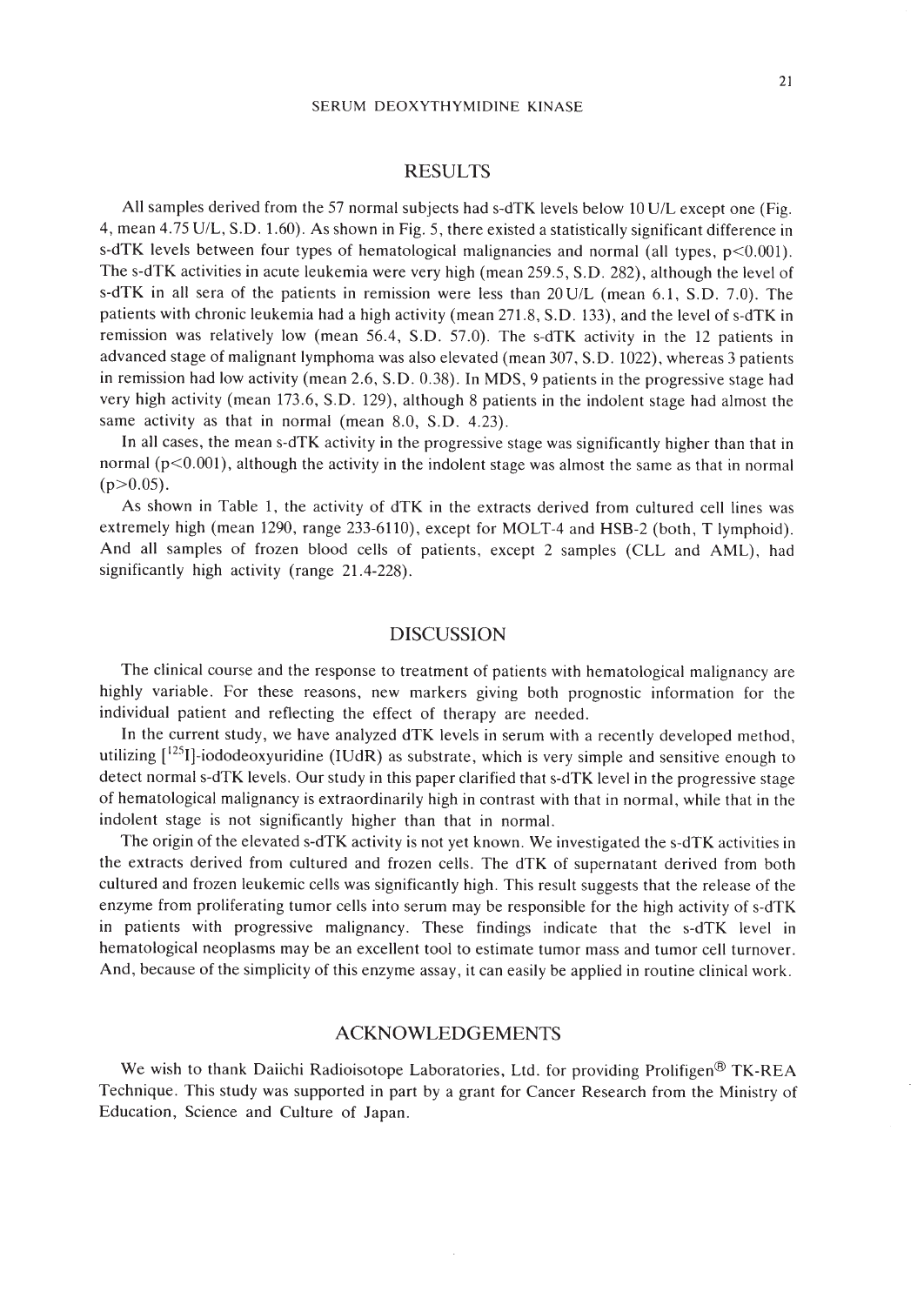## RESULTS

All samples derived from the 57 normal subjects had s-dTK levels below 10 U/L except one (Fig. 4, mean 4.75 U/L, S.D. 1.60). As shown in Fig. 5, there existed a statistically significant difference in s-dTK levels between four types of hematological malignancies and normal (all types, $p<0.001$). The s-dTK activities in acute leukemia were very high (mean 259.5, S.D. 282), although the level of s-dTK in all sera of the patients in remission were less than 20 U/L (mean 6.1, S.D. 7.0). The patients with chronic leukemia had a high activity (mean 271.8, S.D. 133), and the level of s-dTK in remission was relatively low (mean 56.4, S.D. 57.0). The s-dTK activity in the 12 patients in advanced stage of malignant lymphoma was also elevated (mean 307, S.D. 1022), whereas 3 patients in remission had low activity (mean 2.6, S.D. 0.38). In MDS, 9 patients in the progressive stage had very high activity (mean 173.6, S.D. 129), although 8 patients in the indolent stage had almost the same activity as that in normal (mean 8.0, S.D. 4.23).

In all cases, the mean s-dTK activity in the progressive stage was significantly higher than that in normal ($p<0.001$), although the activity in the indolent stage was almost the same as that in normal ($p>0.05$).

As shown in Table 1, the activity of dTK in the extracts derived from cultured cell lines was extremely high (mean 1290, range 233-6110), except for MOLT-4 and HSB-2 (both, T lymphoid). And all samples of frozen blood cells of patients, except 2 samples (CLL and AML), had significantly high activity (range 21.4-228).

## DISCUSSION

The clinical course and the response to treatment of patients with hematological malignancy are highly variable. For these reasons, new markers giving both prognostic information for the individual patient and reflecting the effect of therapy are needed.

In the current study, we have analyzed dTK levels in serum with a recently developed method, utilizing [$^{125}$I]-iododeoxyuridine (IUdR) as substrate, which is very simple and sensitive enough to detect normal s-dTK levels. Our study in this paper clarified that s-dTK level in the progressive stage of hematological malignancy is extraordinarily high in contrast with that in normal, while that in the indolent stage is not significantly higher than that in normal.

The origin of the elevated s-dTK activity is not yet known. We investigated the s-dTK activities in the extracts derived from cultured and frozen cells. The dTK of supernatant derived from both cultured and frozen leukemic cells was significantly high. This result suggests that the release of the enzyme from proliferating tumor cells into serum may be responsible for the high activity of s-dTK in patients with progressive malignancy. These findings indicate that the s-dTK level in hematological neoplasms may be an excellent tool to estimate tumor mass and tumor cell turnover. And, because of the simplicity of this enzyme assay, it can easily be applied in routine clinical work.

## ACKNOWLEDGEMENTS

We wish to thank Daiichi Radioisotope Laboratories, Ltd. for providing Prolifigen® TK-REA Technique. This study was supported in part by a grant for Cancer Research from the Ministry of Education, Science and Culture of Japan.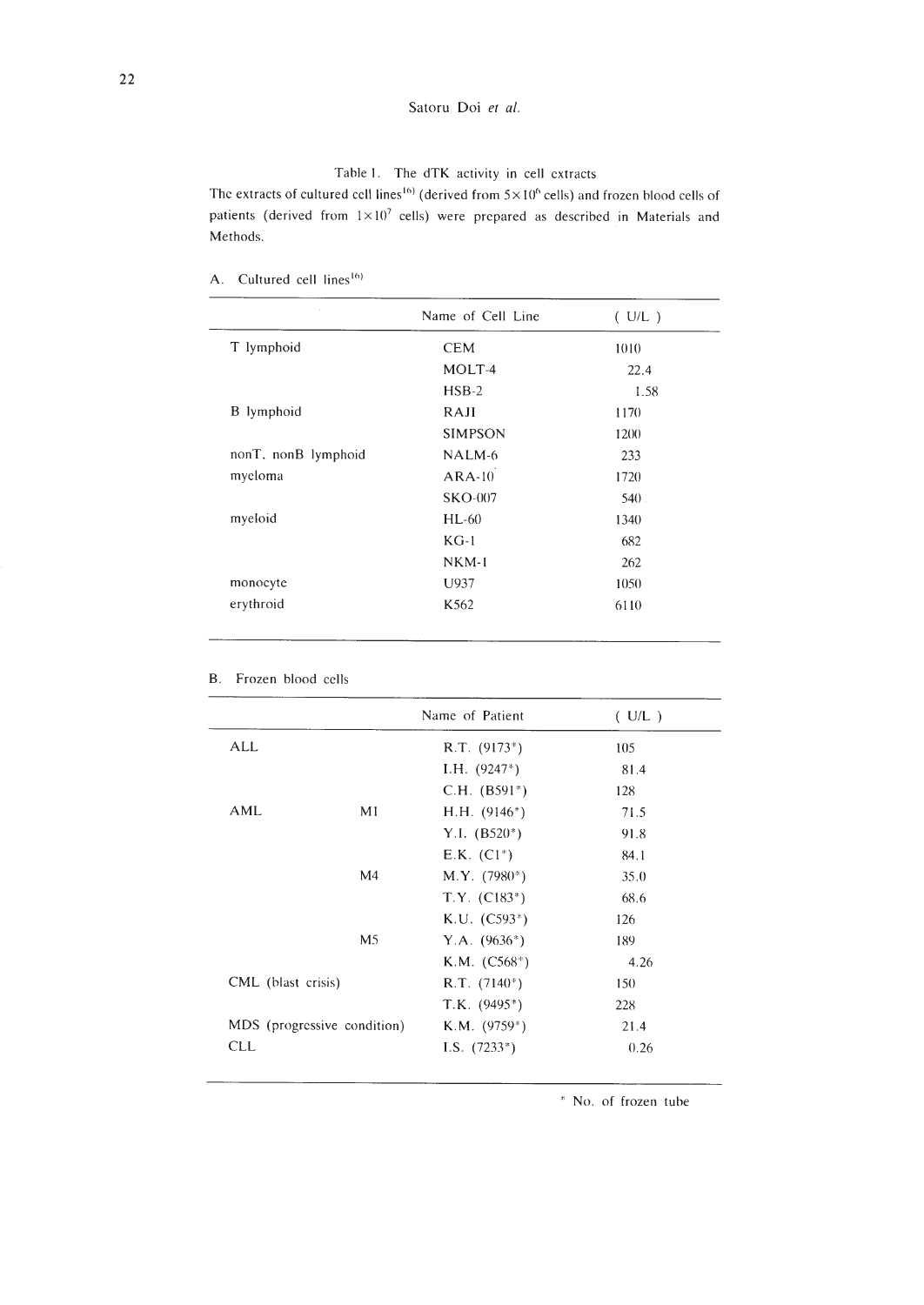Table 1. The dTK activity in cell extracts

The extracts of cultured cell lines[16] (derived from $5\times10^6$ cells) and frozen blood cells of patients (derived from $1\times10^7$ cells) were prepared as described in Materials and Methods.

A. Cultured cell lines[16]

| | Name of Cell Line | ( U/L ) |
|---|---|---|
| T lymphoid | CEM | 1010 |
| | MOLT-4 | 22.4 |
| | HSB-2 | 1.58 |
| B lymphoid | RAJI | 1170 |
| | SIMPSON | 1200 |
| nonT, nonB lymphoid | NALM-6 | 233 |
| myeloma | ARA-10 | 1720 |
| | SKO-007 | 540 |
| myeloid | HL-60 | 1340 |
| | KG-1 | 682 |
| | NKM-1 | 262 |
| monocyte | U937 | 1050 |
| erythroid | K562 | 6110 |

B. Frozen blood cells

| | | Name of Patient | ( U/L ) |
|---|---|---|---|
| ALL | | R.T. (9173*) | 105 |
| | | I.H. (9247*) | 81.4 |
| | | C.H. (B591*) | 128 |
| AML | M1 | H.H. (9146*) | 71.5 |
| | | Y.I. (B520*) | 91.8 |
| | | E.K. (C1*) | 84.1 |
| | M4 | M.Y. (7980*) | 35.0 |
| | | T.Y. (C183*) | 68.6 |
| | | K.U. (C593*) | 126 |
| | M5 | Y.A. (9636*) | 189 |
| | | K.M. (C568*) | 4.26 |
| CML (blast crisis) | | R.T. (7140*) | 150 |
| | | T.K. (9495*) | 228 |
| MDS (progressive condition) | | K.M. (9759*) | 21.4 |
| CLL | | I.S. (7233*) | 0.26 |

\* No. of frozen tube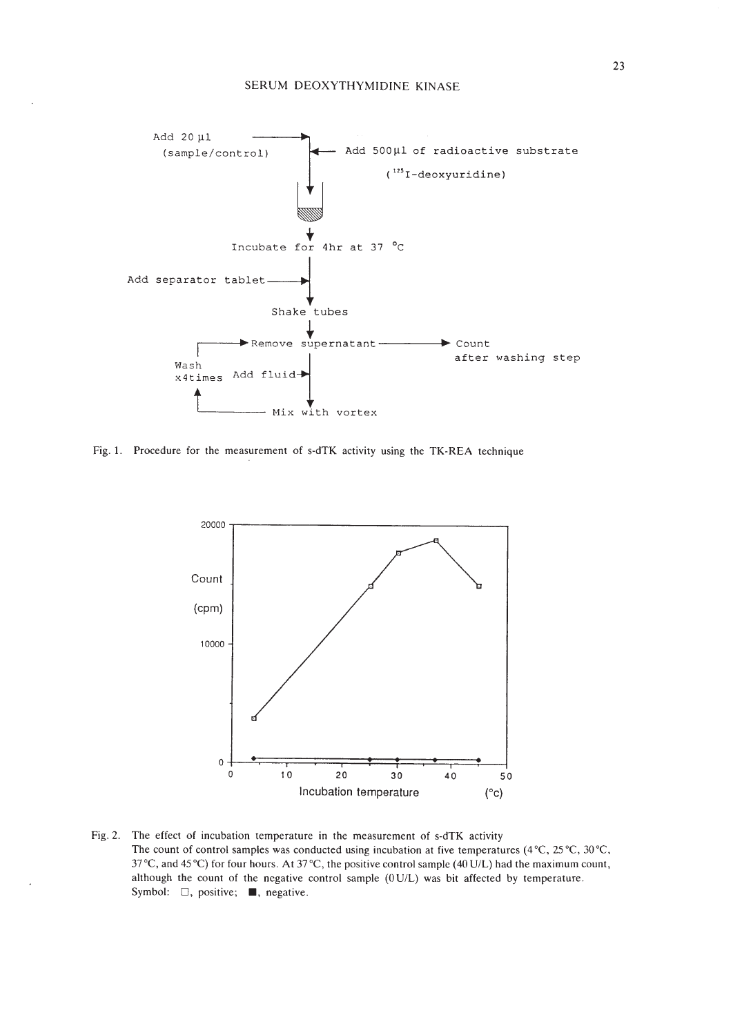Add 20 μl (sample/control)

Add 500μl of radioactive substrate ($^{125}$I-deoxyuridine)

Incubate for 4hr at 37 °C

Add separator tablet

Shake tubes

Remove supernatant → Count after washing step

Add fluid

Mix with vortex

Wash x4times

Fig. 1. Procedure for the measurement of s-dTK activity using the TK-REA technique

Fig. 2. The effect of incubation temperature in the measurement of s-dTK activity
The count of control samples was conducted using incubation at five temperatures (4 °C, 25 °C, 30 °C, 37 °C, and 45 °C) for four hours. At 37 °C, the positive control sample (40 U/L) had the maximum count, although the count of the negative control sample (0 U/L) was bit affected by temperature.
Symbol: □, positive; ■, negative.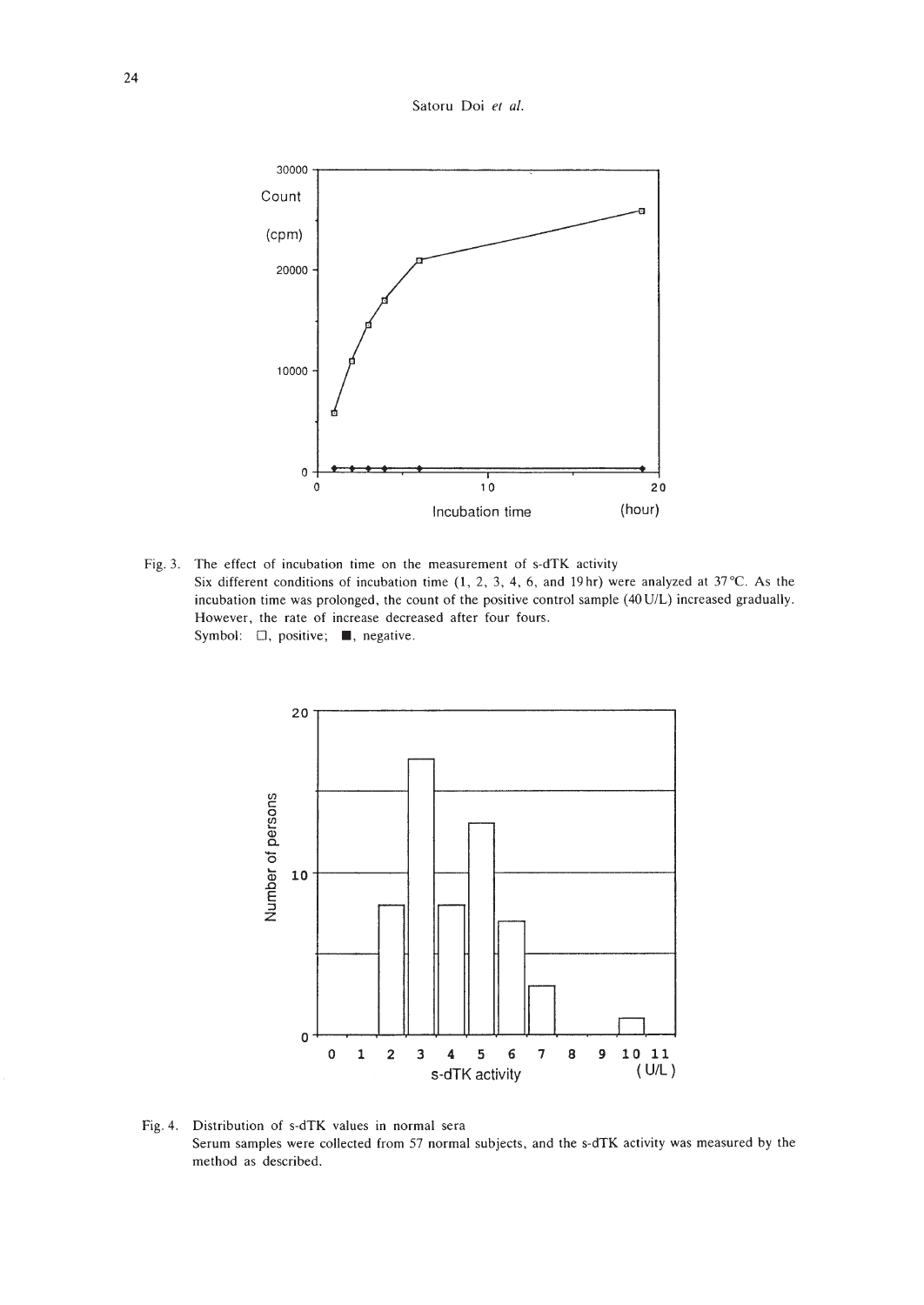Fig. 3. The effect of incubation time on the measurement of s-dTK activity
Six different conditions of incubation time (1, 2, 3, 4, 6, and 19 hr) were analyzed at 37°C. As the incubation time was prolonged, the count of the positive control sample (40 U/L) increased gradually. However, the rate of increase decreased after four fours.
Symbol: □, positive; ■, negative.

Fig. 4. Distribution of s-dTK values in normal sera
Serum samples were collected from 57 normal subjects, and the s-dTK activity was measured by the method as described.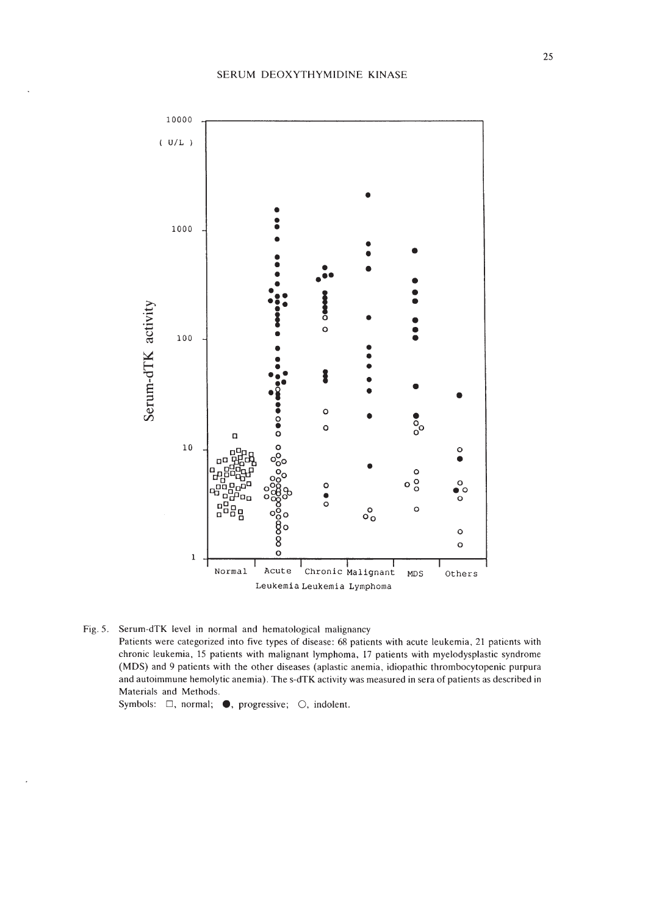Fig. 5. Serum-dTK level in normal and hematological malignancy

Patients were categorized into five types of disease: 68 patients with acute leukemia, 21 patients with chronic leukemia, 15 patients with malignant lymphoma, 17 patients with myelodysplastic syndrome (MDS) and 9 patients with the other diseases (aplastic anemia, idiopathic thrombocytopenic purpura and autoimmune hemolytic anemia). The s-dTK activity was measured in sera of patients as described in Materials and Methods.

Symbols: □, normal; ●, progressive; ○, indolent.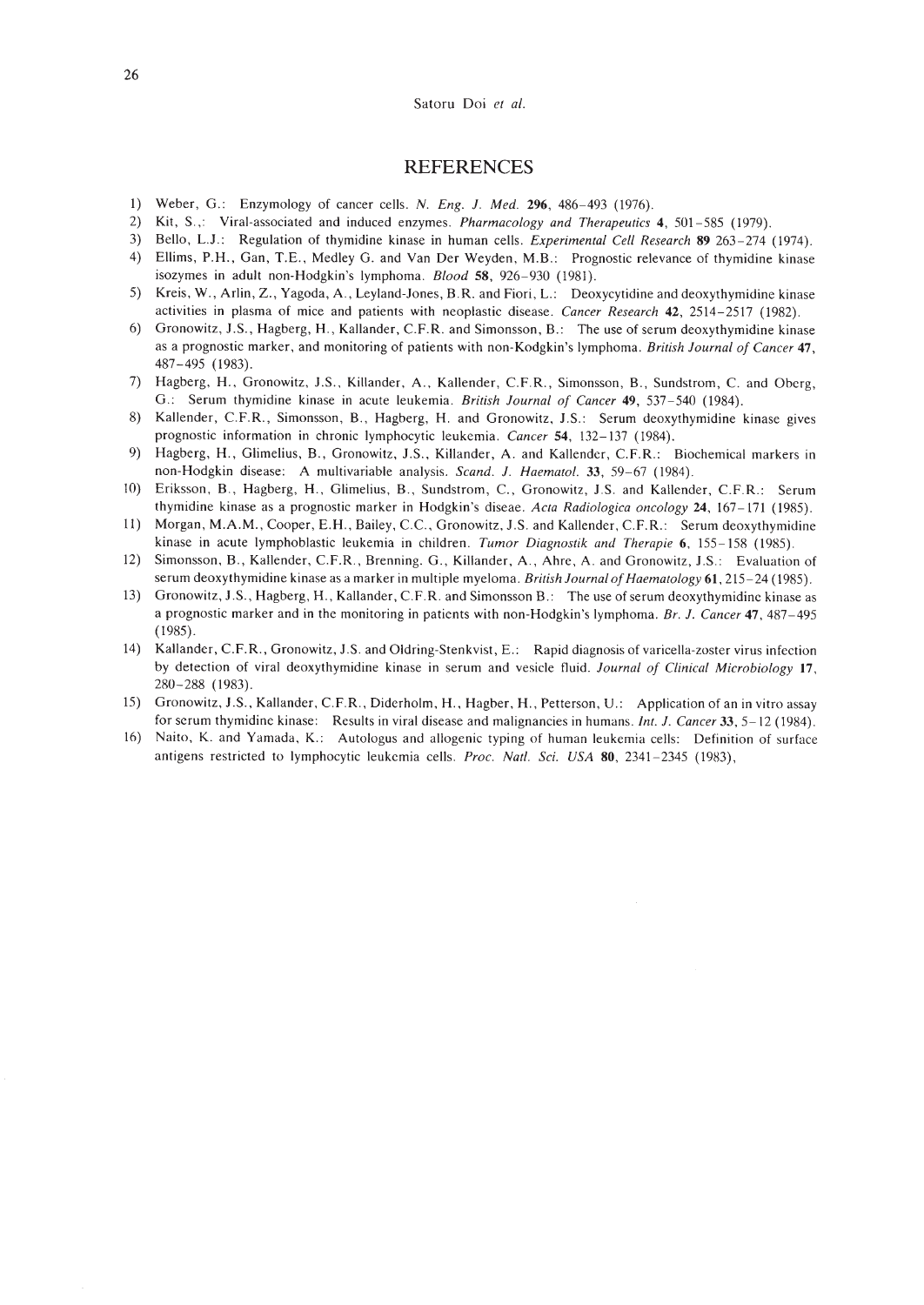# REFERENCES

1) Weber, G.: Enzymology of cancer cells. *N. Eng. J. Med.* **296**, 486–493 (1976).
2) Kit, S.,: Viral-associated and induced enzymes. *Pharmacology and Therapeutics* **4**, 501–585 (1979).
3) Bello, L.J.: Regulation of thymidine kinase in human cells. *Experimental Cell Research* **89** 263–274 (1974).
4) Ellims, P.H., Gan, T.E., Medley G. and Van Der Weyden, M.B.: Prognostic relevance of thymidine kinase isozymes in adult non-Hodgkin's lymphoma. *Blood* **58**, 926–930 (1981).
5) Kreis, W., Arlin, Z., Yagoda, A., Leyland-Jones, B.R. and Fiori, L.: Deoxycytidine and deoxythymidine kinase activities in plasma of mice and patients with neoplastic disease. *Cancer Research* **42**, 2514–2517 (1982).
6) Gronowitz, J.S., Hagberg, H., Kallander, C.F.R. and Simonsson, B.: The use of serum deoxythymidine kinase as a prognostic marker, and monitoring of patients with non-Kodgkin's lymphoma. *British Journal of Cancer* **47**, 487–495 (1983).
7) Hagberg, H., Gronowitz, J.S., Killander, A., Kallender, C.F.R., Simonsson, B., Sundstrom, C. and Oberg, G.: Serum thymidine kinase in acute leukemia. *British Journal of Cancer* **49**, 537–540 (1984).
8) Kallender, C.F.R., Simonsson, B., Hagberg, H. and Gronowitz, J.S.: Serum deoxythymidine kinase gives prognostic information in chronic lymphocytic leukemia. *Cancer* **54**, 132–137 (1984).
9) Hagberg, H., Glimelius, B., Gronowitz, J.S., Killander, A. and Kallender, C.F.R.: Biochemical markers in non-Hodgkin disease: A multivariable analysis. *Scand. J. Haematol.* **33**, 59–67 (1984).
10) Eriksson, B., Hagberg, H., Glimelius, B., Sundstrom, C., Gronowitz, J.S. and Kallender, C.F.R.: Serum thymidine kinase as a prognostic marker in Hodgkin's diseae. *Acta Radiologica oncology* **24**, 167–171 (1985).
11) Morgan, M.A.M., Cooper, E.H., Bailey, C.C., Gronowitz, J.S. and Kallender, C.F.R.: Serum deoxythymidine kinase in acute lymphoblastic leukemia in children. *Tumor Diagnostik and Therapie* **6**, 155–158 (1985).
12) Simonsson, B., Kallender, C.F.R., Brenning. G., Killander, A., Ahre, A. and Gronowitz, J.S.: Evaluation of serum deoxythymidine kinase as a marker in multiple myeloma. *British Journal of Haematology* **61**, 215–24 (1985).
13) Gronowitz, J.S., Hagberg, H., Kallander, C.F.R. and Simonsson B.: The use of serum deoxythymidine kinase as a prognostic marker and in the monitoring in patients with non-Hodgkin's lymphoma. *Br. J. Cancer* **47**, 487–495 (1985).
14) Kallander, C.F.R., Gronowitz, J.S. and Oldring-Stenkvist, E.: Rapid diagnosis of varicella-zoster virus infection by detection of viral deoxythymidine kinase in serum and vesicle fluid. *Journal of Clinical Microbiology* **17**, 280–288 (1983).
15) Gronowitz, J.S., Kallander, C.F.R., Diderholm, H., Hagber, H., Petterson, U.: Application of an in vitro assay for serum thymidine kinase: Results in viral disease and malignancies in humans. *Int. J. Cancer* **33**, 5–12 (1984).
16) Naito, K. and Yamada, K.: Autologus and allogenic typing of human leukemia cells: Definition of surface antigens restricted to lymphocytic leukemia cells. *Proc. Natl. Sci. USA* **80**, 2341–2345 (1983),